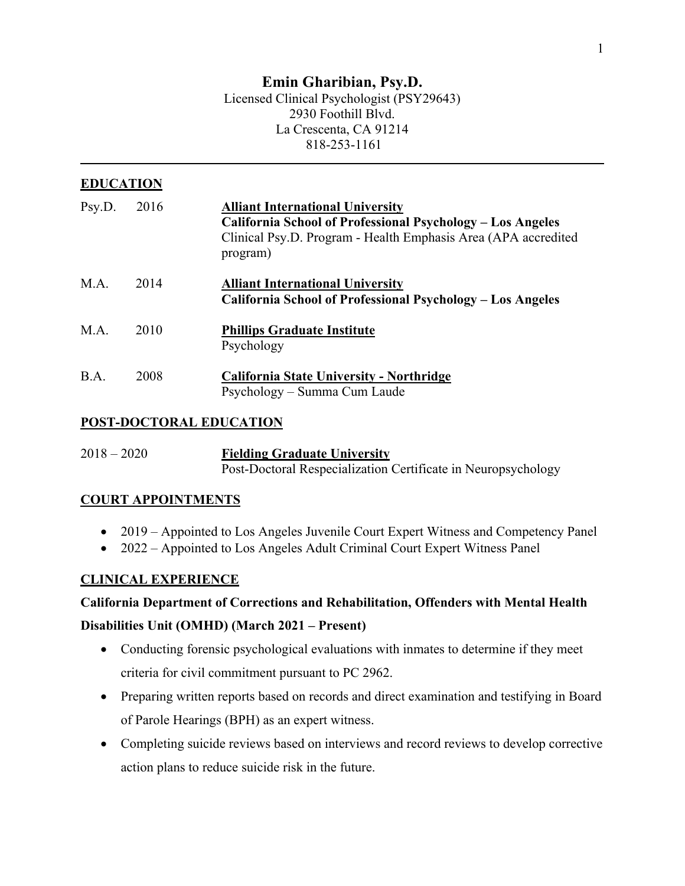# Emin Gharibian, Psy.D.

Licensed Clinical Psychologist (PSY29643)
2930 Foothill Blvd.
La Crescenta, CA 91214
818-253-1161

---

## EDUCATION

Psy.D. 2016 **Alliant International University**
**California School of Professional Psychology – Los Angeles**
Clinical Psy.D. Program - Health Emphasis Area (APA accredited program)

M.A. 2014 **Alliant International University**
**California School of Professional Psychology – Los Angeles**

M.A. 2010 **Phillips Graduate Institute**
Psychology

B.A. 2008 **California State University - Northridge**
Psychology – Summa Cum Laude

## POST-DOCTORAL EDUCATION

2018 – 2020 **Fielding Graduate University**
Post-Doctoral Respecialization Certificate in Neuropsychology

## COURT APPOINTMENTS

- 2019 – Appointed to Los Angeles Juvenile Court Expert Witness and Competency Panel
- 2022 – Appointed to Los Angeles Adult Criminal Court Expert Witness Panel

## CLINICAL EXPERIENCE

**California Department of Corrections and Rehabilitation, Offenders with Mental Health Disabilities Unit (OMHD) (March 2021 – Present)**

- Conducting forensic psychological evaluations with inmates to determine if they meet criteria for civil commitment pursuant to PC 2962.
- Preparing written reports based on records and direct examination and testifying in Board of Parole Hearings (BPH) as an expert witness.
- Completing suicide reviews based on interviews and record reviews to develop corrective action plans to reduce suicide risk in the future.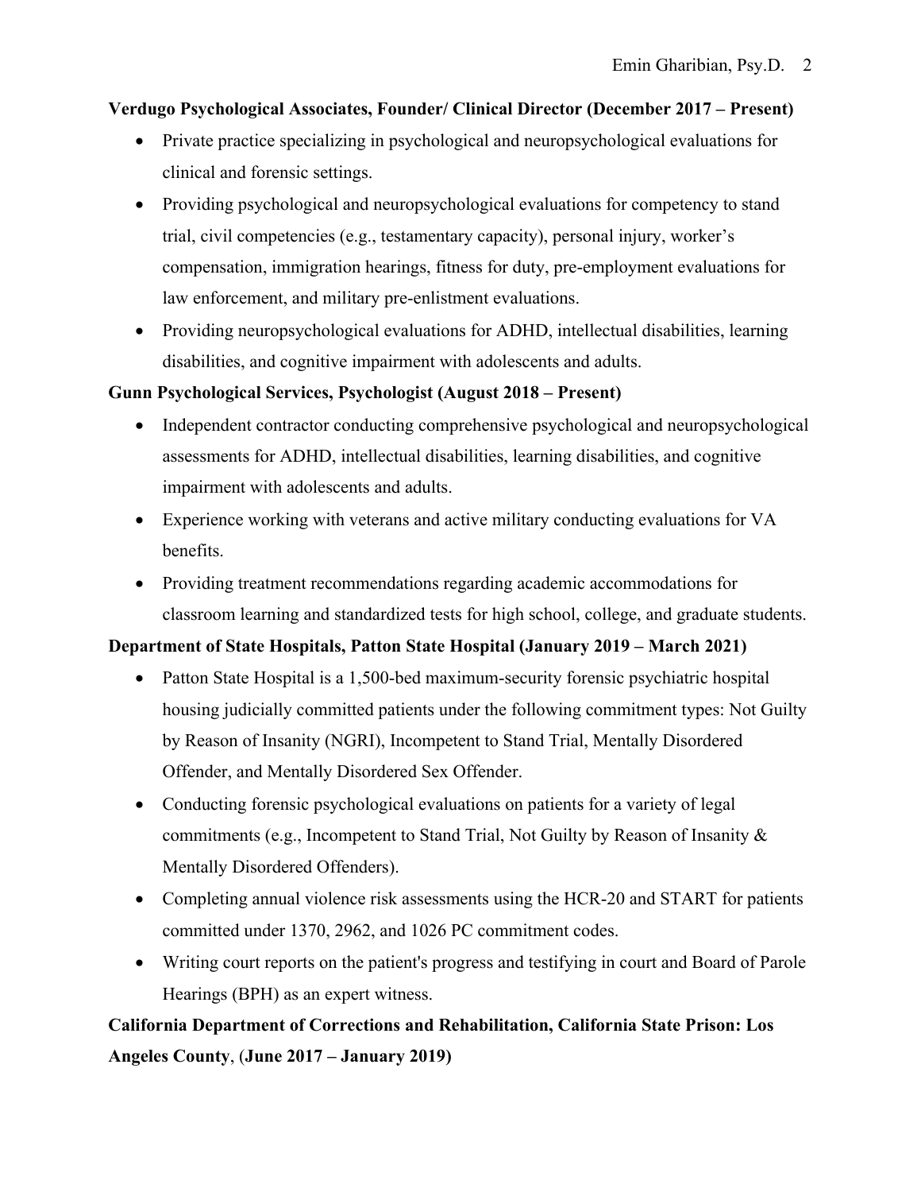**Verdugo Psychological Associates, Founder/ Clinical Director (December 2017 – Present)**

- Private practice specializing in psychological and neuropsychological evaluations for clinical and forensic settings.
- Providing psychological and neuropsychological evaluations for competency to stand trial, civil competencies (e.g., testamentary capacity), personal injury, worker's compensation, immigration hearings, fitness for duty, pre-employment evaluations for law enforcement, and military pre-enlistment evaluations.
- Providing neuropsychological evaluations for ADHD, intellectual disabilities, learning disabilities, and cognitive impairment with adolescents and adults.

**Gunn Psychological Services, Psychologist (August 2018 – Present)**

- Independent contractor conducting comprehensive psychological and neuropsychological assessments for ADHD, intellectual disabilities, learning disabilities, and cognitive impairment with adolescents and adults.
- Experience working with veterans and active military conducting evaluations for VA benefits.
- Providing treatment recommendations regarding academic accommodations for classroom learning and standardized tests for high school, college, and graduate students.

**Department of State Hospitals, Patton State Hospital (January 2019 – March 2021)**

- Patton State Hospital is a 1,500-bed maximum-security forensic psychiatric hospital housing judicially committed patients under the following commitment types: Not Guilty by Reason of Insanity (NGRI), Incompetent to Stand Trial, Mentally Disordered Offender, and Mentally Disordered Sex Offender.
- Conducting forensic psychological evaluations on patients for a variety of legal commitments (e.g., Incompetent to Stand Trial, Not Guilty by Reason of Insanity & Mentally Disordered Offenders).
- Completing annual violence risk assessments using the HCR-20 and START for patients committed under 1370, 2962, and 1026 PC commitment codes.
- Writing court reports on the patient's progress and testifying in court and Board of Parole Hearings (BPH) as an expert witness.

**California Department of Corrections and Rehabilitation, California State Prison: Los Angeles County**, (**June 2017 – January 2019)**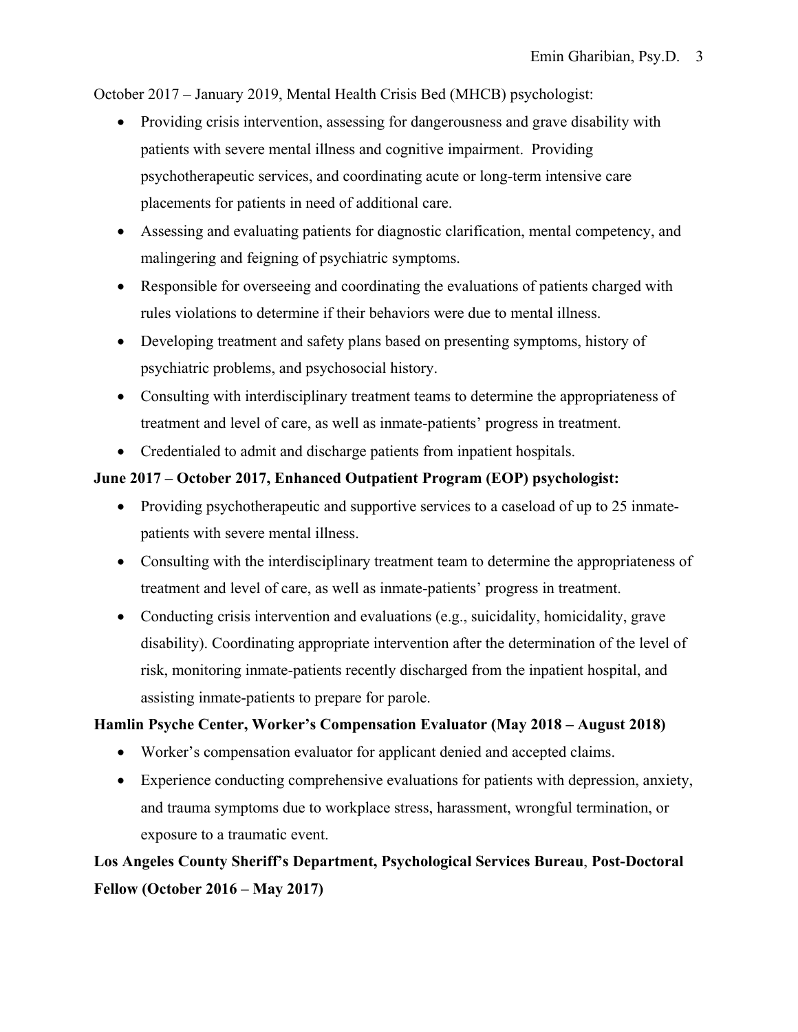October 2017 – January 2019, Mental Health Crisis Bed (MHCB) psychologist:

- Providing crisis intervention, assessing for dangerousness and grave disability with patients with severe mental illness and cognitive impairment. Providing psychotherapeutic services, and coordinating acute or long-term intensive care placements for patients in need of additional care.
- Assessing and evaluating patients for diagnostic clarification, mental competency, and malingering and feigning of psychiatric symptoms.
- Responsible for overseeing and coordinating the evaluations of patients charged with rules violations to determine if their behaviors were due to mental illness.
- Developing treatment and safety plans based on presenting symptoms, history of psychiatric problems, and psychosocial history.
- Consulting with interdisciplinary treatment teams to determine the appropriateness of treatment and level of care, as well as inmate-patients' progress in treatment.
- Credentialed to admit and discharge patients from inpatient hospitals.

**June 2017 – October 2017, Enhanced Outpatient Program (EOP) psychologist:**

- Providing psychotherapeutic and supportive services to a caseload of up to 25 inmate-patients with severe mental illness.
- Consulting with the interdisciplinary treatment team to determine the appropriateness of treatment and level of care, as well as inmate-patients' progress in treatment.
- Conducting crisis intervention and evaluations (e.g., suicidality, homicidality, grave disability). Coordinating appropriate intervention after the determination of the level of risk, monitoring inmate-patients recently discharged from the inpatient hospital, and assisting inmate-patients to prepare for parole.

**Hamlin Psyche Center, Worker's Compensation Evaluator (May 2018 – August 2018)**

- Worker's compensation evaluator for applicant denied and accepted claims.
- Experience conducting comprehensive evaluations for patients with depression, anxiety, and trauma symptoms due to workplace stress, harassment, wrongful termination, or exposure to a traumatic event.

**Los Angeles County Sheriff's Department, Psychological Services Bureau**, **Post-Doctoral Fellow (October 2016 – May 2017)**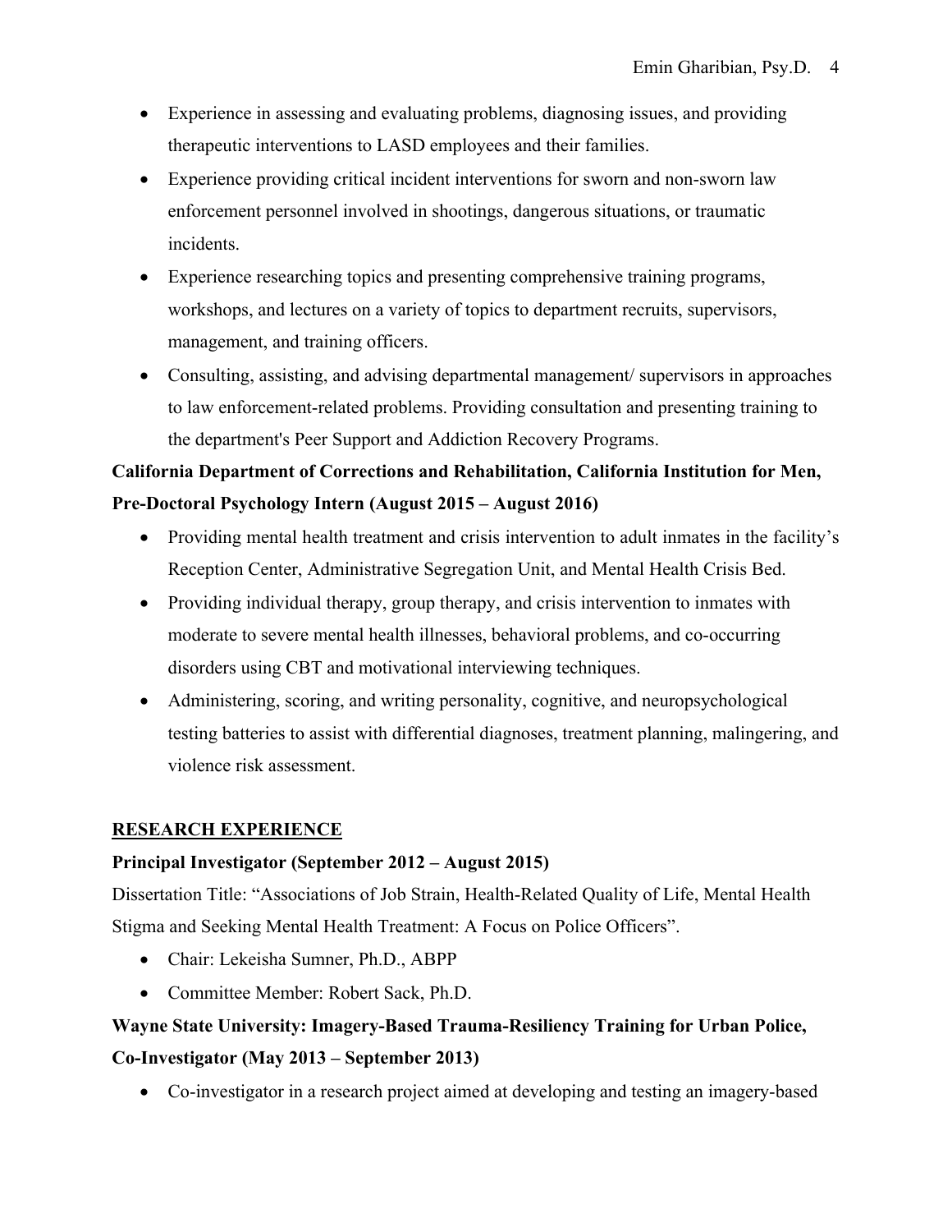- Experience in assessing and evaluating problems, diagnosing issues, and providing therapeutic interventions to LASD employees and their families.
- Experience providing critical incident interventions for sworn and non-sworn law enforcement personnel involved in shootings, dangerous situations, or traumatic incidents.
- Experience researching topics and presenting comprehensive training programs, workshops, and lectures on a variety of topics to department recruits, supervisors, management, and training officers.
- Consulting, assisting, and advising departmental management/ supervisors in approaches to law enforcement-related problems. Providing consultation and presenting training to the department's Peer Support and Addiction Recovery Programs.

**California Department of Corrections and Rehabilitation, California Institution for Men, Pre-Doctoral Psychology Intern (August 2015 – August 2016)**

- Providing mental health treatment and crisis intervention to adult inmates in the facility's Reception Center, Administrative Segregation Unit, and Mental Health Crisis Bed.
- Providing individual therapy, group therapy, and crisis intervention to inmates with moderate to severe mental health illnesses, behavioral problems, and co-occurring disorders using CBT and motivational interviewing techniques.
- Administering, scoring, and writing personality, cognitive, and neuropsychological testing batteries to assist with differential diagnoses, treatment planning, malingering, and violence risk assessment.

## RESEARCH EXPERIENCE

**Principal Investigator (September 2012 – August 2015)**

Dissertation Title: "Associations of Job Strain, Health-Related Quality of Life, Mental Health Stigma and Seeking Mental Health Treatment: A Focus on Police Officers".

- Chair: Lekeisha Sumner, Ph.D., ABPP
- Committee Member: Robert Sack, Ph.D.

**Wayne State University: Imagery-Based Trauma-Resiliency Training for Urban Police, Co-Investigator (May 2013 – September 2013)**

- Co-investigator in a research project aimed at developing and testing an imagery-based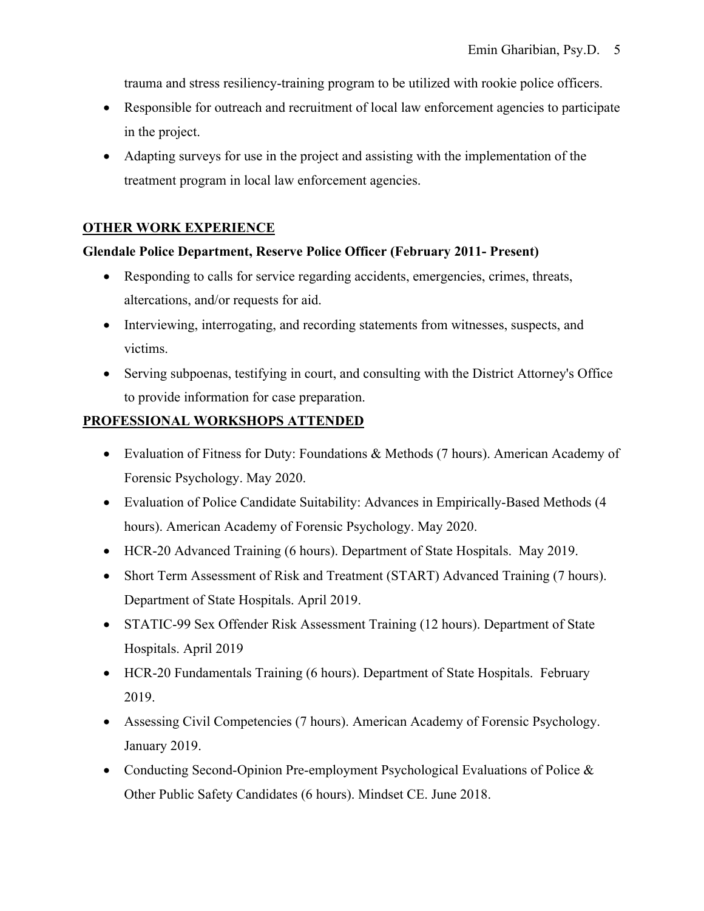trauma and stress resiliency-training program to be utilized with rookie police officers.

- Responsible for outreach and recruitment of local law enforcement agencies to participate in the project.
- Adapting surveys for use in the project and assisting with the implementation of the treatment program in local law enforcement agencies.

## OTHER WORK EXPERIENCE

**Glendale Police Department, Reserve Police Officer (February 2011- Present)**

- Responding to calls for service regarding accidents, emergencies, crimes, threats, altercations, and/or requests for aid.
- Interviewing, interrogating, and recording statements from witnesses, suspects, and victims.
- Serving subpoenas, testifying in court, and consulting with the District Attorney's Office to provide information for case preparation.

## PROFESSIONAL WORKSHOPS ATTENDED

- Evaluation of Fitness for Duty: Foundations & Methods (7 hours). American Academy of Forensic Psychology. May 2020.
- Evaluation of Police Candidate Suitability: Advances in Empirically-Based Methods (4 hours). American Academy of Forensic Psychology. May 2020.
- HCR-20 Advanced Training (6 hours). Department of State Hospitals. May 2019.
- Short Term Assessment of Risk and Treatment (START) Advanced Training (7 hours). Department of State Hospitals. April 2019.
- STATIC-99 Sex Offender Risk Assessment Training (12 hours). Department of State Hospitals. April 2019
- HCR-20 Fundamentals Training (6 hours). Department of State Hospitals. February 2019.
- Assessing Civil Competencies (7 hours). American Academy of Forensic Psychology. January 2019.
- Conducting Second-Opinion Pre-employment Psychological Evaluations of Police & Other Public Safety Candidates (6 hours). Mindset CE. June 2018.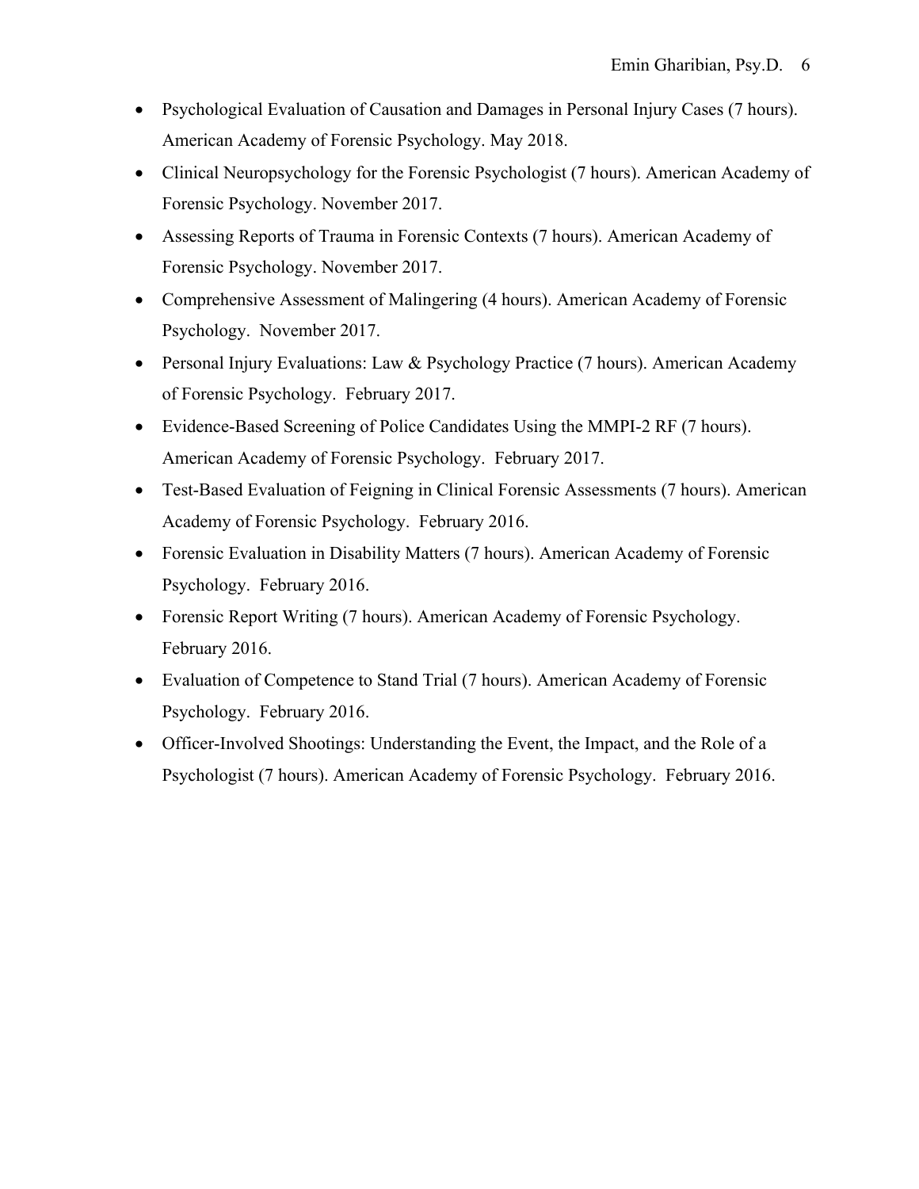- Psychological Evaluation of Causation and Damages in Personal Injury Cases (7 hours). American Academy of Forensic Psychology. May 2018.
- Clinical Neuropsychology for the Forensic Psychologist (7 hours). American Academy of Forensic Psychology. November 2017.
- Assessing Reports of Trauma in Forensic Contexts (7 hours). American Academy of Forensic Psychology. November 2017.
- Comprehensive Assessment of Malingering (4 hours). American Academy of Forensic Psychology. November 2017.
- Personal Injury Evaluations: Law & Psychology Practice (7 hours). American Academy of Forensic Psychology. February 2017.
- Evidence-Based Screening of Police Candidates Using the MMPI-2 RF (7 hours). American Academy of Forensic Psychology. February 2017.
- Test-Based Evaluation of Feigning in Clinical Forensic Assessments (7 hours). American Academy of Forensic Psychology. February 2016.
- Forensic Evaluation in Disability Matters (7 hours). American Academy of Forensic Psychology. February 2016.
- Forensic Report Writing (7 hours). American Academy of Forensic Psychology. February 2016.
- Evaluation of Competence to Stand Trial (7 hours). American Academy of Forensic Psychology. February 2016.
- Officer-Involved Shootings: Understanding the Event, the Impact, and the Role of a Psychologist (7 hours). American Academy of Forensic Psychology. February 2016.